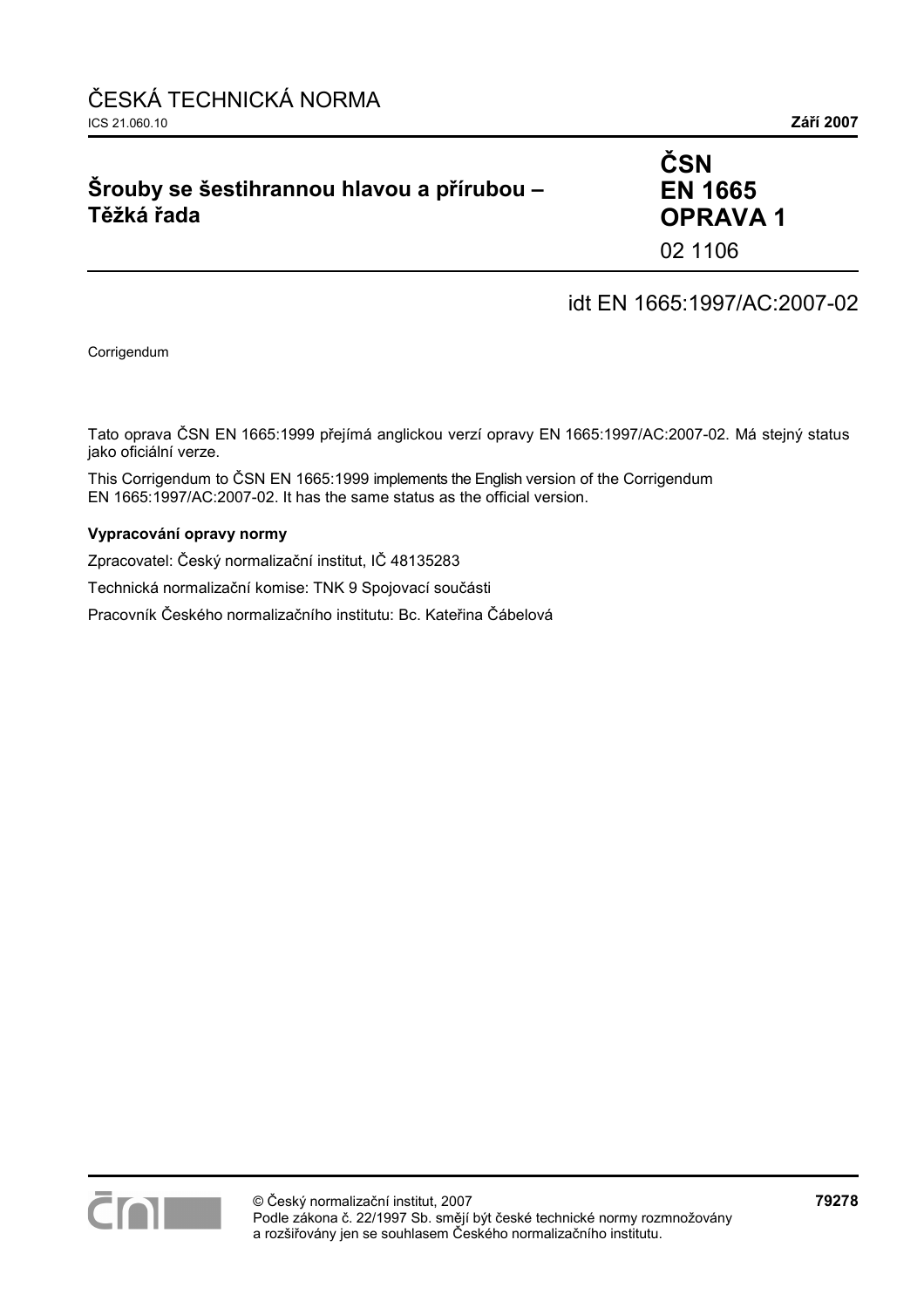ČESKÁ TECHNICKÁ NORMA

ICS 21.060.10 **Září 2007**

# Šrouby se šestihrannou hlavou a přírubou – Těžká řada

**ČSN EN 1665 OPRAVA 1**

02 1106

idt EN 1665:1997/AC:2007-02

Corrigendum

Tato oprava ČSN EN 1665:1999 přejímá anglickou verzí opravy EN 1665:1997/AC:2007-02. Má stejný status jako oficiální verze.

This Corrigendum to ČSN EN 1665:1999 implements the English version of the Corrigendum EN 1665:1997/AC:2007-02. It has the same status as the official version.

**Vypracování opravy normy**

Zpracovatel: Český normalizační institut, IČ 48135283

Technická normalizační komise: TNK 9 Spojovací součásti

Pracovník Českého normalizačního institutu: Bc. Kateřina Čábelová

© Český normalizační institut, 2007
Podle zákona č. 22/1997 Sb. smějí být české technické normy rozmnožovány a rozšiřovány jen se souhlasem Českého normalizačního institutu.

**79278**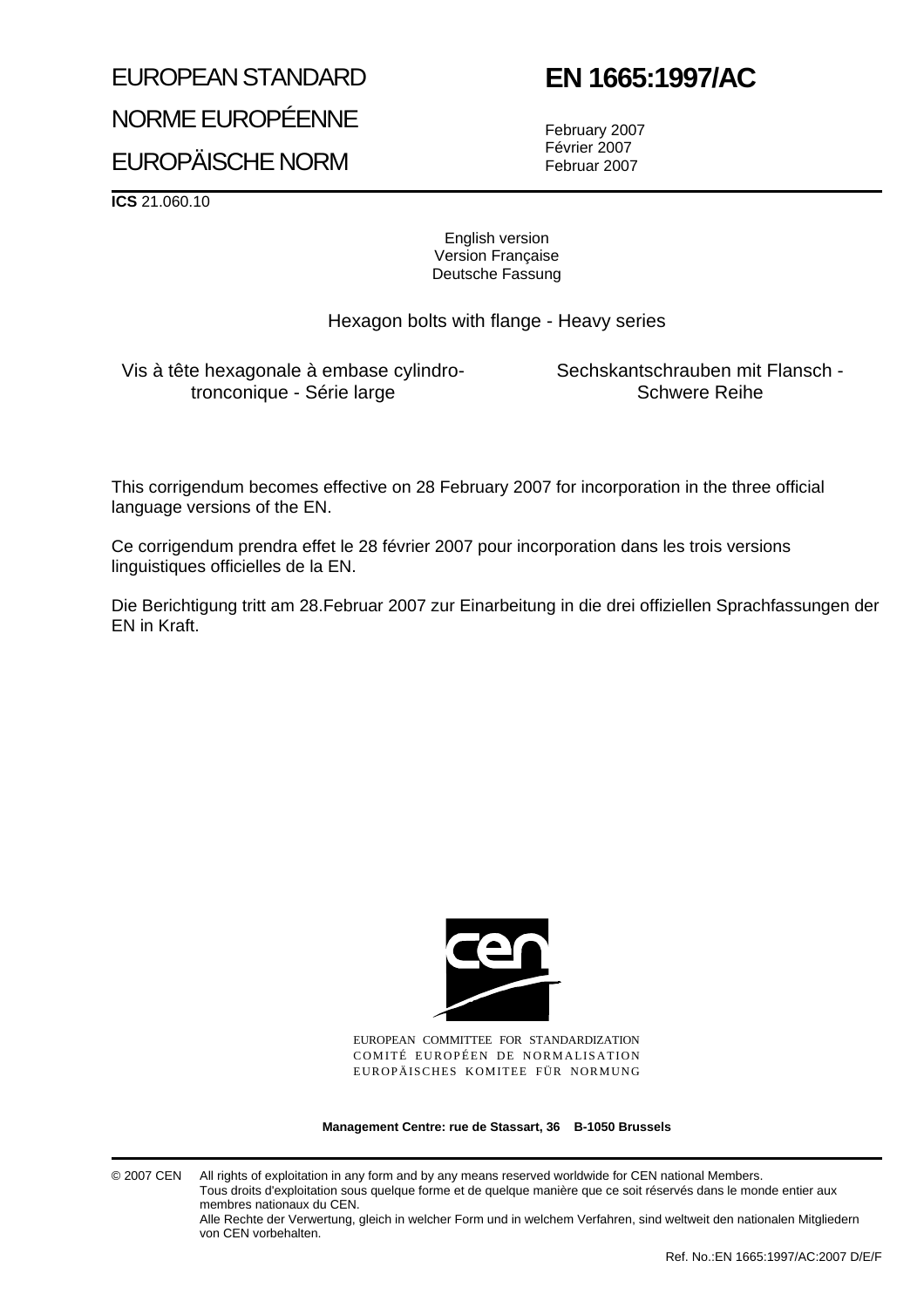# EUROPEAN STANDARD

# NORME EUROPÉENNE

# EUROPÄISCHE NORM

# EN 1665:1997/AC

February 2007
Février 2007
Februar 2007

**ICS** 21.060.10

English version
Version Française
Deutsche Fassung

Hexagon bolts with flange - Heavy series

Vis à tête hexagonale à embase cylindro-tronconique - Série large

Sechskantschrauben mit Flansch - Schwere Reihe

This corrigendum becomes effective on 28 February 2007 for incorporation in the three official language versions of the EN.

Ce corrigendum prendra effet le 28 février 2007 pour incorporation dans les trois versions linguistiques officielles de la EN.

Die Berichtigung tritt am 28.Februar 2007 zur Einarbeitung in die drei offiziellen Sprachfassungen der EN in Kraft.

EUROPEAN COMMITTEE FOR STANDARDIZATION
COMITÉ EUROPÉEN DE NORMALISATION
EUROPÄISCHES KOMITEE FÜR NORMUNG

**Management Centre: rue de Stassart, 36 B-1050 Brussels**

© 2007 CEN All rights of exploitation in any form and by any means reserved worldwide for CEN national Members.
Tous droits d'exploitation sous quelque forme et de quelque manière que ce soit réservés dans le monde entier aux membres nationaux du CEN.
Alle Rechte der Verwertung, gleich in welcher Form und in welchem Verfahren, sind weltweit den nationalen Mitgliedern von CEN vorbehalten.

Ref. No.:EN 1665:1997/AC:2007 D/E/F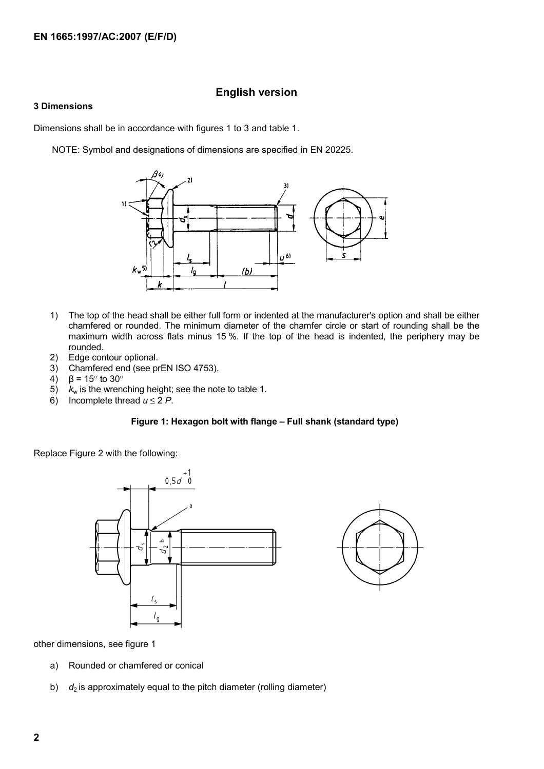## English version

### 3 Dimensions

Dimensions shall be in accordance with figures 1 to 3 and table 1.

NOTE: Symbol and designations of dimensions are specified in EN 20225.

1) The top of the head shall be either full form or indented at the manufacturer's option and shall be either chamfered or rounded. The minimum diameter of the chamfer circle or start of rounding shall be the maximum width across flats minus 15 %. If the top of the head is indented, the periphery may be rounded.
2) Edge contour optional.
3) Chamfered end (see prEN ISO 4753).
4) $\beta$ = 15° to 30°
5) $k_w$ is the wrenching height; see the note to table 1.
6) Incomplete thread $u \leq 2\ P$.

**Figure 1: Hexagon bolt with flange – Full shank (standard type)**

Replace Figure 2 with the following:

other dimensions, see figure 1

a) Rounded or chamfered or conical

b) $d_2$ is approximately equal to the pitch diameter (rolling diameter)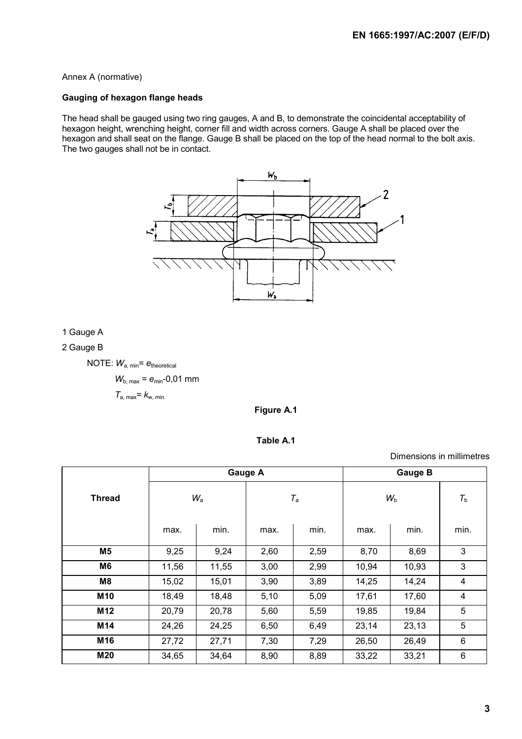Annex A (normative)

**Gauging of hexagon flange heads**

The head shall be gauged using two ring gauges, A and B, to demonstrate the coincidental acceptability of hexagon height, wrenching height, corner fill and width across corners. Gauge A shall be placed over the hexagon and shall seat on the flange. Gauge B shall be placed on the top of the head normal to the bolt axis. The two gauges shall not be in contact.

1 Gauge A

2 Gauge B

NOTE: $W_{a,\,min} = e_{theoretical}$

$W_{b,\,max} = e_{min}$-0,01 mm

$T_{a,\,max} = k_{w,\,min}$

**Figure A.1**

**Table A.1**

Dimensions in millimetres

| Thread | Gauge A | | | | Gauge B | | |
|---|---|---|---|---|---|---|---|
| | $W_a$ | | $T_a$ | | $W_b$ | | $T_b$ |
| | max. | min. | max. | min. | max. | min. | min. |
| **M5** | 9,25 | 9,24 | 2,60 | 2,59 | 8,70 | 8,69 | 3 |
| **M6** | 11,56 | 11,55 | 3,00 | 2,99 | 10,94 | 10,93 | 3 |
| **M8** | 15,02 | 15,01 | 3,90 | 3,89 | 14,25 | 14,24 | 4 |
| **M10** | 18,49 | 18,48 | 5,10 | 5,09 | 17,61 | 17,60 | 4 |
| **M12** | 20,79 | 20,78 | 5,60 | 5,59 | 19,85 | 19,84 | 5 |
| **M14** | 24,26 | 24,25 | 6,50 | 6,49 | 23,14 | 23,13 | 5 |
| **M16** | 27,72 | 27,71 | 7,30 | 7,29 | 26,50 | 26,49 | 6 |
| **M20** | 34,65 | 34,64 | 8,90 | 8,89 | 33,22 | 33,21 | 6 |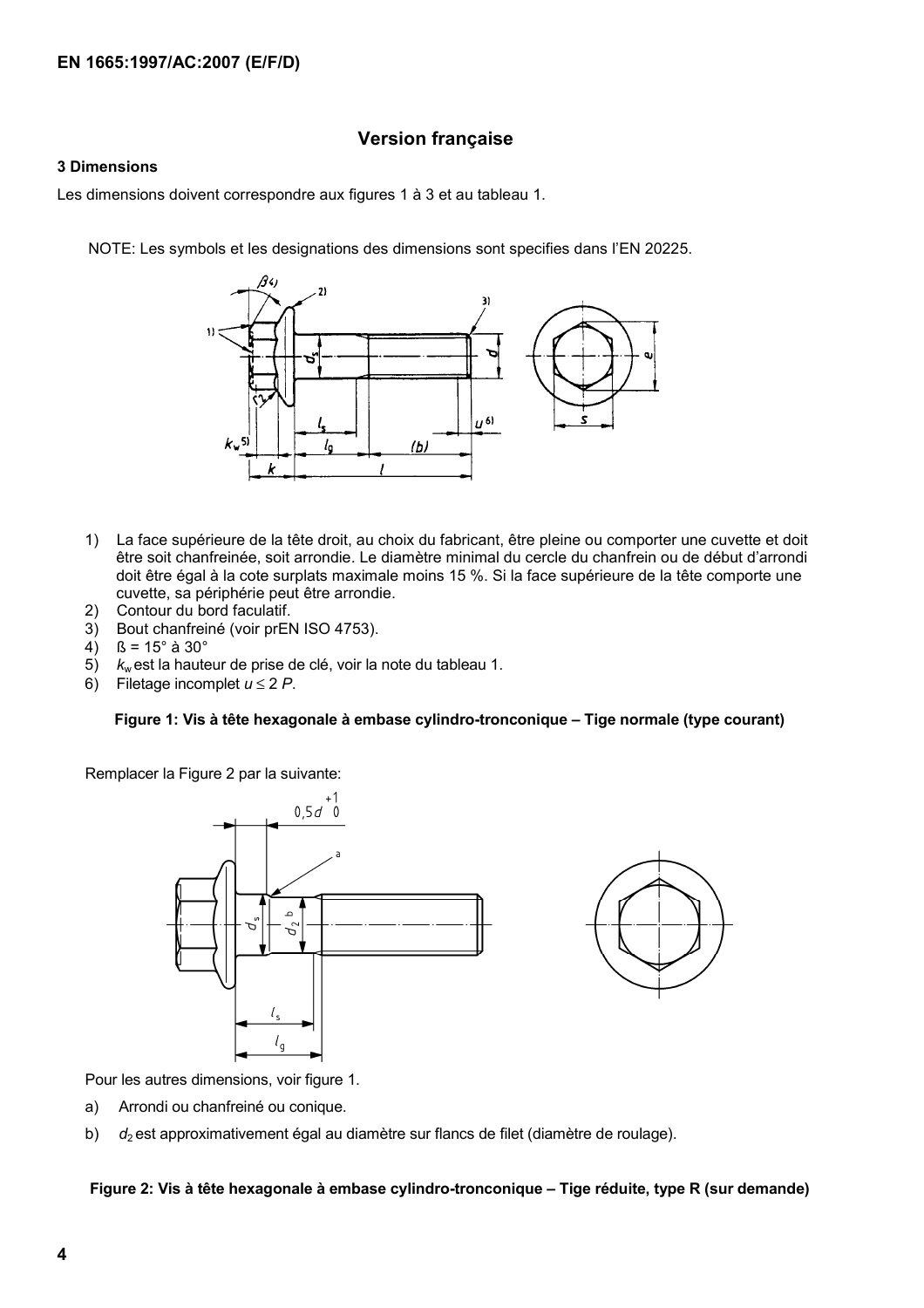## Version française

### 3 Dimensions

Les dimensions doivent correspondre aux figures 1 à 3 et au tableau 1.

NOTE: Les symbols et les designations des dimensions sont specifies dans l'EN 20225.

1) La face supérieure de la tête droit, au choix du fabricant, être pleine ou comporter une cuvette et doit être soit chanfreinée, soit arrondie. Le diamètre minimal du cercle du chanfrein ou de début d'arrondi doit être égal à la cote surplats maximale moins 15 %. Si la face supérieure de la tête comporte une cuvette, sa périphérie peut être arrondie.
2) Contour du bord faculatif.
3) Bout chanfreiné (voir prEN ISO 4753).
4) ß = 15° à 30°
5) $k_w$ est la hauteur de prise de clé, voir la note du tableau 1.
6) Filetage incomplet $u \leq 2\ P$.

**Figure 1: Vis à tête hexagonale à embase cylindro-tronconique – Tige normale (type courant)**

Remplacer la Figure 2 par la suivante:

Pour les autres dimensions, voir figure 1.

a) Arrondi ou chanfreiné ou conique.

b) $d_2$ est approximativement égal au diamètre sur flancs de filet (diamètre de roulage).

**Figure 2: Vis à tête hexagonale à embase cylindro-tronconique – Tige réduite, type R (sur demande)**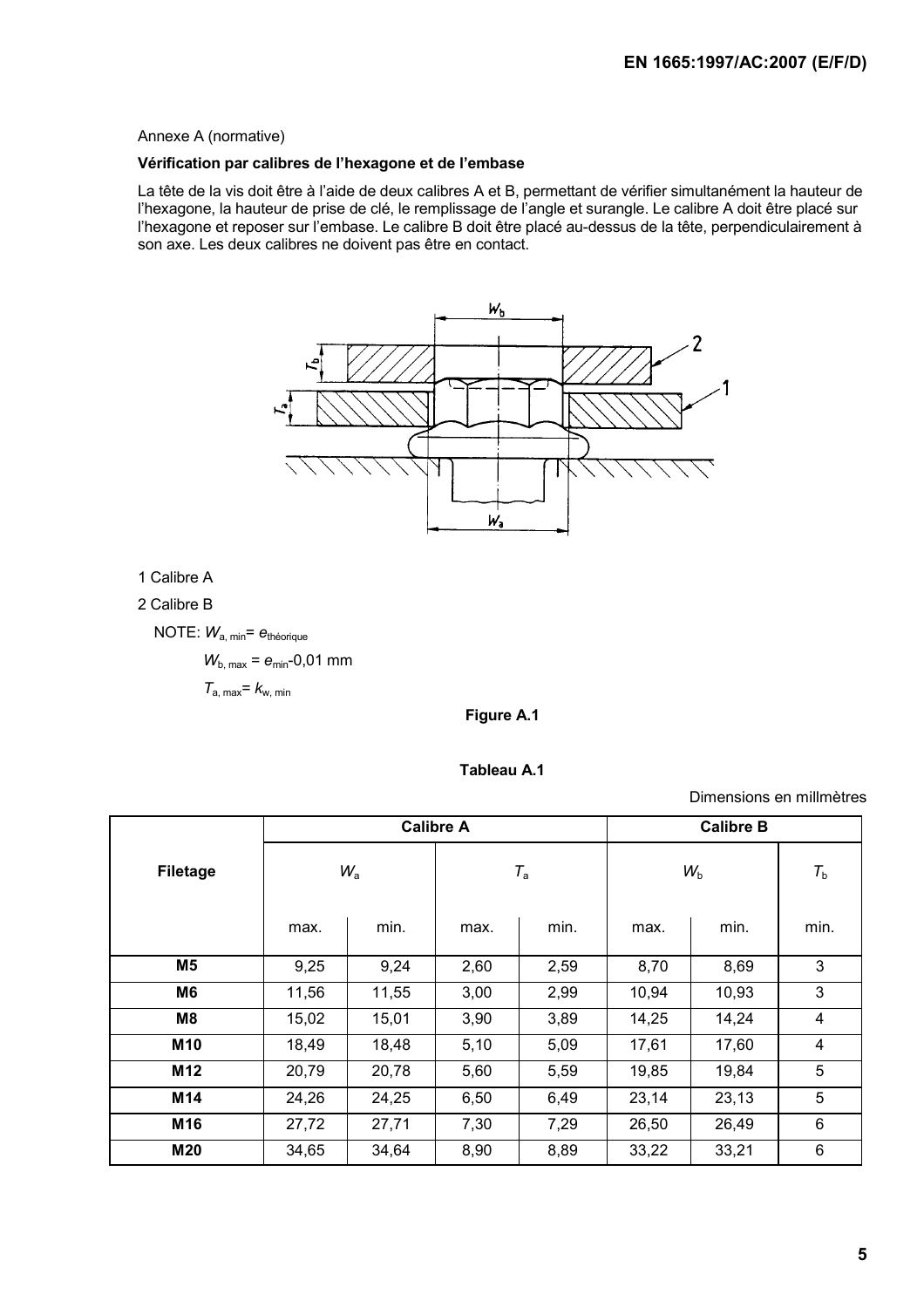Annexe A (normative)

**Vérification par calibres de l'hexagone et de l'embase**

La tête de la vis doit être à l'aide de deux calibres A et B, permettant de vérifier simultanément la hauteur de l'hexagone, la hauteur de prise de clé, le remplissage de l'angle et surangle. Le calibre A doit être placé sur l'hexagone et reposer sur l'embase. Le calibre B doit être placé au-dessus de la tête, perpendiculairement à son axe. Les deux calibres ne doivent pas être en contact.

$W_b$

$T_b$

$T_a$

2

1

$W_a$

1 Calibre A

2 Calibre B

NOTE: $W_{a,\,min} = e_{théorique}$

$W_{b,\,max} = e_{min}$-0,01 mm

$T_{a,\,max} = k_{w,\,min}$

**Figure A.1**

**Tableau A.1**

Dimensions en millmètres

| Filetage | Calibre A | | | | Calibre B | | |
|---|---|---|---|---|---|---|---|
| | $W_a$ | | $T_a$ | | $W_b$ | | $T_b$ |
| | max. | min. | max. | min. | max. | min. | min. |
| **M5** | 9,25 | 9,24 | 2,60 | 2,59 | 8,70 | 8,69 | 3 |
| **M6** | 11,56 | 11,55 | 3,00 | 2,99 | 10,94 | 10,93 | 3 |
| **M8** | 15,02 | 15,01 | 3,90 | 3,89 | 14,25 | 14,24 | 4 |
| **M10** | 18,49 | 18,48 | 5,10 | 5,09 | 17,61 | 17,60 | 4 |
| **M12** | 20,79 | 20,78 | 5,60 | 5,59 | 19,85 | 19,84 | 5 |
| **M14** | 24,26 | 24,25 | 6,50 | 6,49 | 23,14 | 23,13 | 5 |
| **M16** | 27,72 | 27,71 | 7,30 | 7,29 | 26,50 | 26,49 | 6 |
| **M20** | 34,65 | 34,64 | 8,90 | 8,89 | 33,22 | 33,21 | 6 |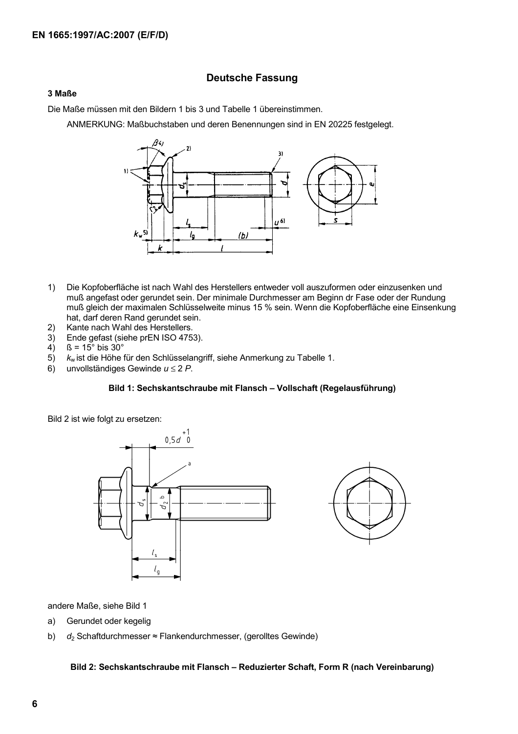## Deutsche Fassung

### 3 Maße

Die Maße müssen mit den Bildern 1 bis 3 und Tabelle 1 übereinstimmen.

ANMERKUNG: Maßbuchstaben und deren Benennungen sind in EN 20225 festgelegt.

1) Die Kopfoberfläche ist nach Wahl des Herstellers entweder voll auszuformen oder einzusenken und muß angefast oder gerundet sein. Der minimale Durchmesser am Beginn dr Fase oder der Rundung muß gleich der maximalen Schlüsselweite minus 15 % sein. Wenn die Kopfoberfläche eine Einsenkung hat, darf deren Rand gerundet sein.
2) Kante nach Wahl des Herstellers.
3) Ende gefast (siehe prEN ISO 4753).
4) ß = 15° bis 30°
5) $k_w$ ist die Höhe für den Schlüsselangriff, siehe Anmerkung zu Tabelle 1.
6) unvollständiges Gewinde $u \leq 2\ P$.

**Bild 1: Sechskantschraube mit Flansch – Vollschaft (Regelausführung)**

Bild 2 ist wie folgt zu ersetzen:

andere Maße, siehe Bild 1

a) Gerundet oder kegelig
b) $d_2$ Schaftdurchmesser ≈ Flankendurchmesser, (gerolltes Gewinde)

**Bild 2: Sechskantschraube mit Flansch – Reduzierter Schaft, Form R (nach Vereinbarung)**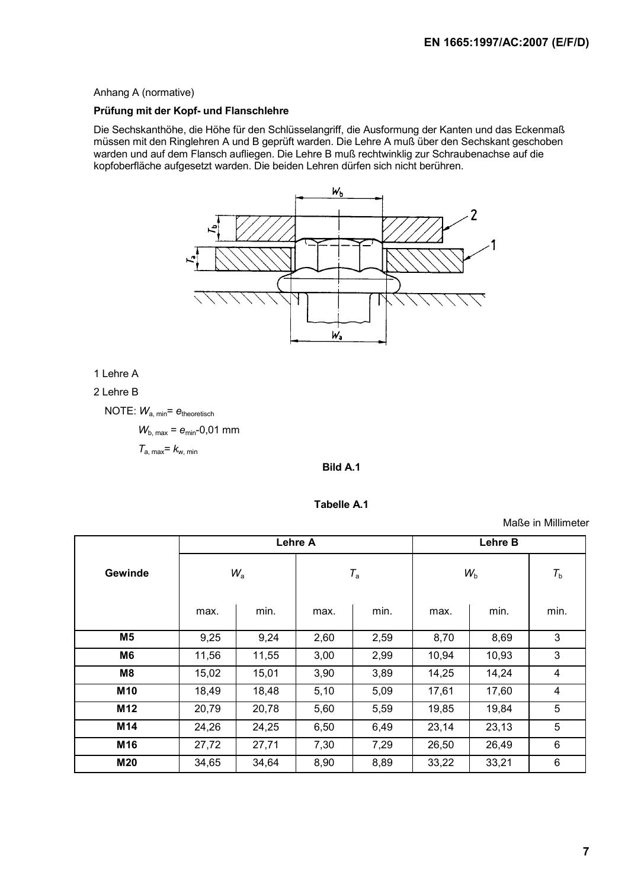Anhang A (normative)

**Prüfung mit der Kopf- und Flanschlehre**

Die Sechskanthöhe, die Höhe für den Schlüsselangriff, die Ausformung der Kanten und das Eckenmaß müssen mit den Ringlehren A und B geprüft warden. Die Lehre A muß über den Sechskant geschoben warden und auf dem Flansch aufliegen. Die Lehre B muß rechtwinklig zur Schraubenachse auf die kopfoberfläche aufgesetzt warden. Die beiden Lehren dürfen sich nicht berühren.

$W_b$

$T_b$

$T_a$

2

1

$W_a$

1 Lehre A

2 Lehre B

NOTE: $W_{a,\,min} = e_{theoretisch}$

$W_{b,\,max} = e_{min}$-0,01 mm

$T_{a,\,max} = k_{w,\,min}$

**Bild A.1**

**Tabelle A.1**

Maße in Millimeter

| Gewinde | Lehre A | | | | Lehre B | | |
|---|---|---|---|---|---|---|---|
| | $W_a$ | | $T_a$ | | $W_b$ | | $T_b$ |
| | max. | min. | max. | min. | max. | min. | min. |
| **M5** | 9,25 | 9,24 | 2,60 | 2,59 | 8,70 | 8,69 | 3 |
| **M6** | 11,56 | 11,55 | 3,00 | 2,99 | 10,94 | 10,93 | 3 |
| **M8** | 15,02 | 15,01 | 3,90 | 3,89 | 14,25 | 14,24 | 4 |
| **M10** | 18,49 | 18,48 | 5,10 | 5,09 | 17,61 | 17,60 | 4 |
| **M12** | 20,79 | 20,78 | 5,60 | 5,59 | 19,85 | 19,84 | 5 |
| **M14** | 24,26 | 24,25 | 6,50 | 6,49 | 23,14 | 23,13 | 5 |
| **M16** | 27,72 | 27,71 | 7,30 | 7,29 | 26,50 | 26,49 | 6 |
| **M20** | 34,65 | 34,64 | 8,90 | 8,89 | 33,22 | 33,21 | 6 |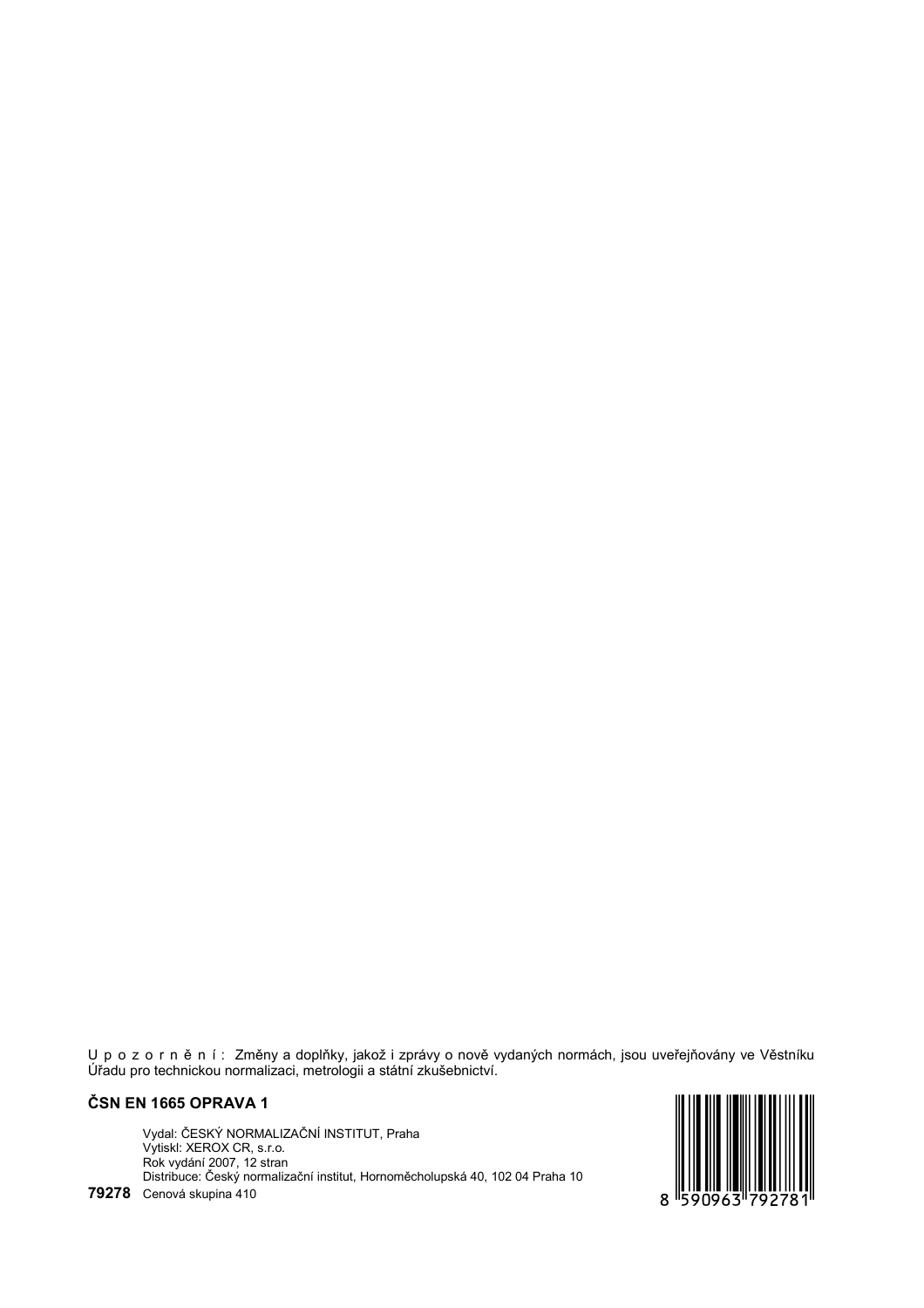U p o z o r n ě n í : Změny a doplňky, jakož i zprávy o nově vydaných normách, jsou uveřejňovány ve Věstníku Úřadu pro technickou normalizaci, metrologii a státní zkušebnictví.

**ČSN EN 1665 OPRAVA 1**

Vydal: ČESKÝ NORMALIZAČNÍ INSTITUT, Praha
Vytiskl: XEROX CR, s.r.o.
Rok vydání 2007, 12 stran
Distribuce: Český normalizační institut, Hornoměcholupská 40, 102 04 Praha 10

**79278** Cenová skupina 410

8 590963 792781